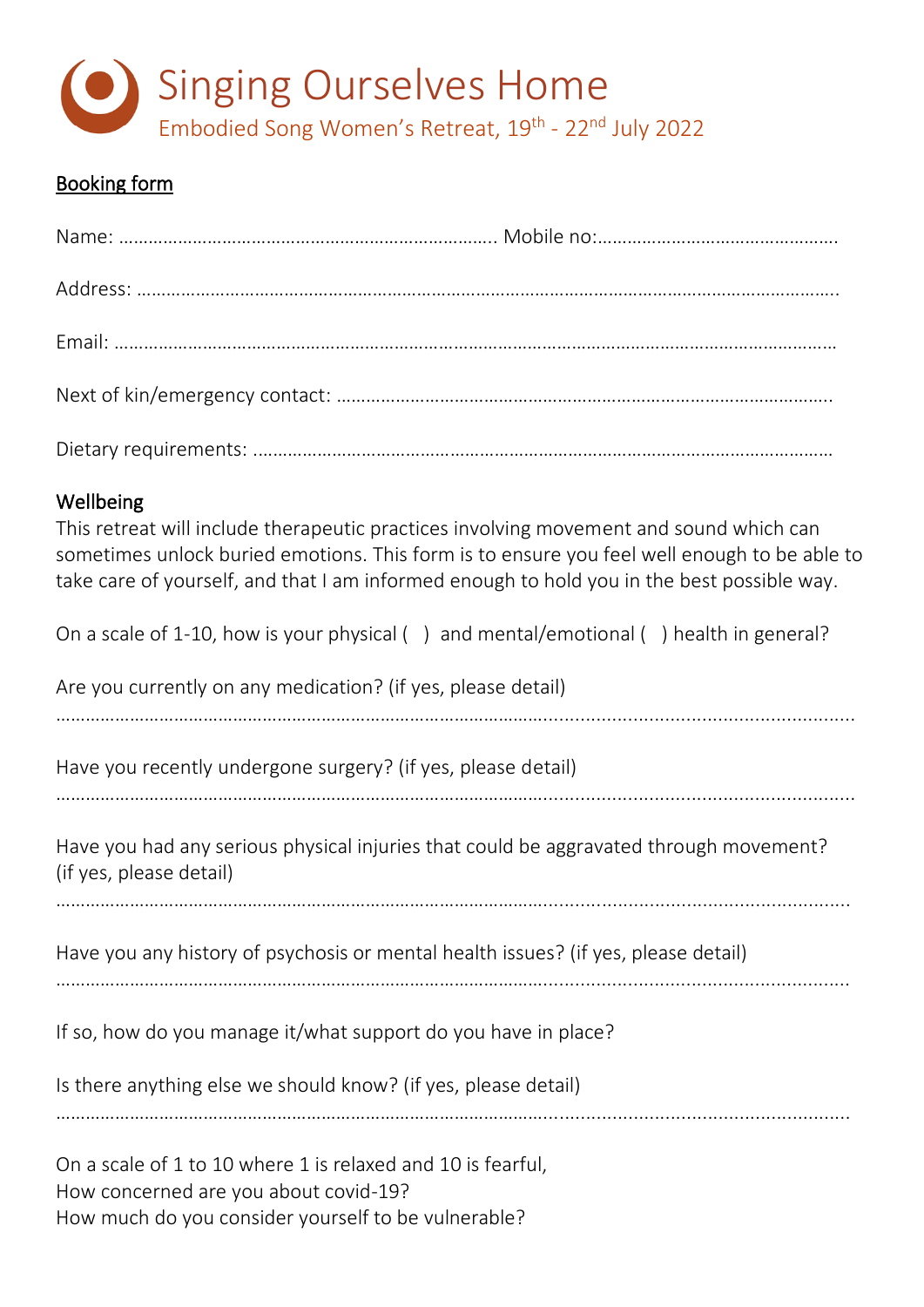# Singing Ourselves Home

Embodied Song Women's Retreat, 19th - 22nd July 2022

## Booking form

Name: ………………………………………………………………… Mobile no:…………………………………………

Address: ………………………………………………………………………………………………………………………..

Email: …………………………………………………………………………………………………………………………

Next of kin/emergency contact: ………………………………………………………………………………….

Dietary requirements: …………………………………………………………………………………………………

### Wellbeing

This retreat will include therapeutic practices involving movement and sound which can sometimes unlock buried emotions. This form is to ensure you feel well enough to be able to take care of yourself, and that I am informed enough to hold you in the best possible way.

On a scale of 1-10, how is your physical (   ) and mental/emotional (   ) health in general?

Are you currently on any medication? (if yes, please detail)

…………………………………………………………………………………………………………………………………

Have you recently undergone surgery? (if yes, please detail)

…………………………………………………………………………………………………………………………………

Have you had any serious physical injuries that could be aggravated through movement? (if yes, please detail)

…………………………………………………………………………………………………………………………………

Have you any history of psychosis or mental health issues? (if yes, please detail)

…………………………………………………………………………………………………………………………………

If so, how do you manage it/what support do you have in place?

Is there anything else we should know? (if yes, please detail)

…………………………………………………………………………………………………………………………………

On a scale of 1 to 10 where 1 is relaxed and 10 is fearful,
How concerned are you about covid-19?
How much do you consider yourself to be vulnerable?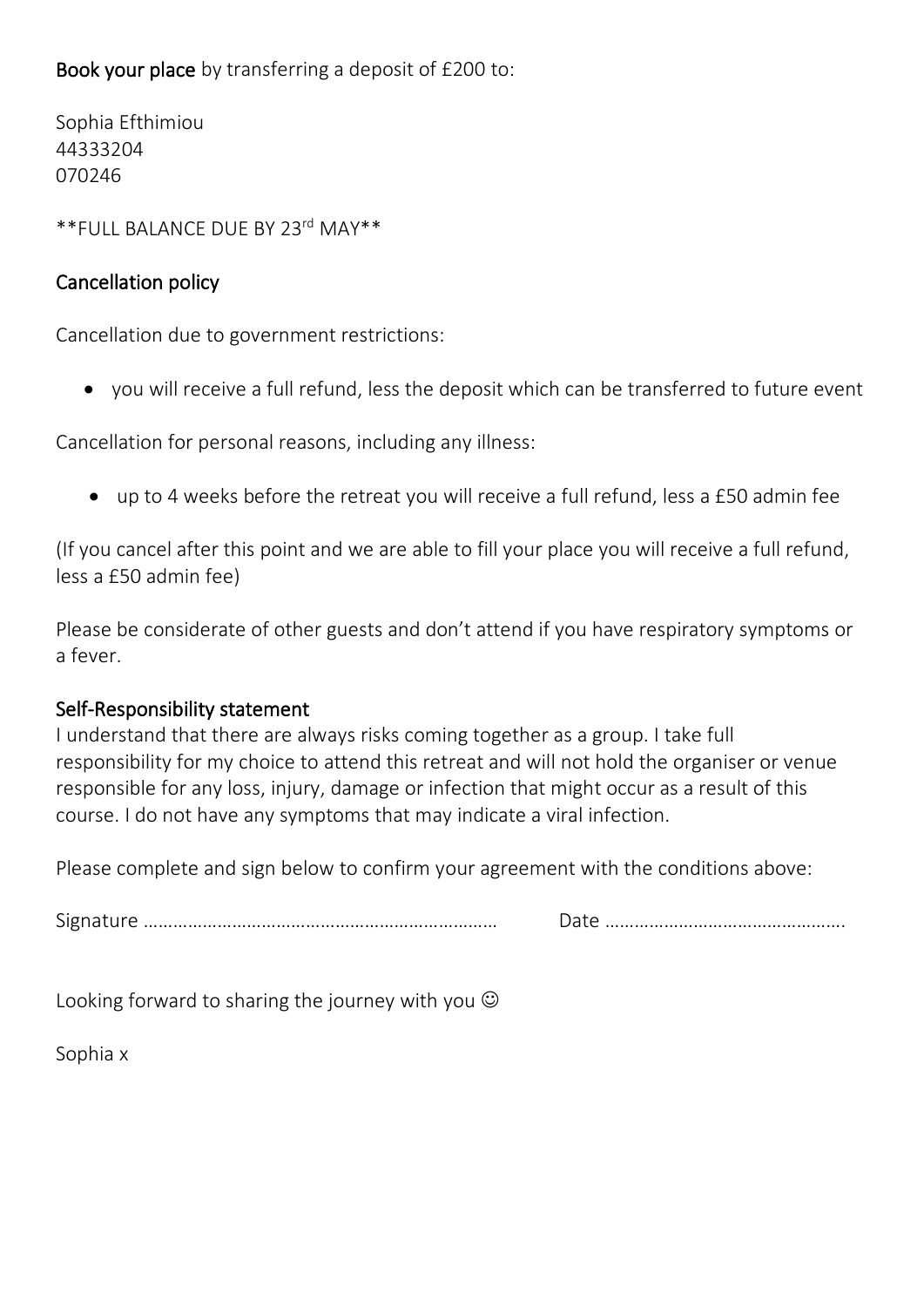**Book your place** by transferring a deposit of £200 to:

Sophia Efthimiou
44333204
070246

\*\*FULL BALANCE DUE BY 23rd MAY\*\*

## Cancellation policy

Cancellation due to government restrictions:

- you will receive a full refund, less the deposit which can be transferred to future event

Cancellation for personal reasons, including any illness:

- up to 4 weeks before the retreat you will receive a full refund, less a £50 admin fee

(If you cancel after this point and we are able to fill your place you will receive a full refund, less a £50 admin fee)

Please be considerate of other guests and don't attend if you have respiratory symptoms or a fever.

## Self-Responsibility statement

I understand that there are always risks coming together as a group. I take full responsibility for my choice to attend this retreat and will not hold the organiser or venue responsible for any loss, injury, damage or infection that might occur as a result of this course. I do not have any symptoms that may indicate a viral infection.

Please complete and sign below to confirm your agreement with the conditions above:

Signature ……………………………………………………………… Date ………………………………………….

Looking forward to sharing the journey with you ☺

Sophia x